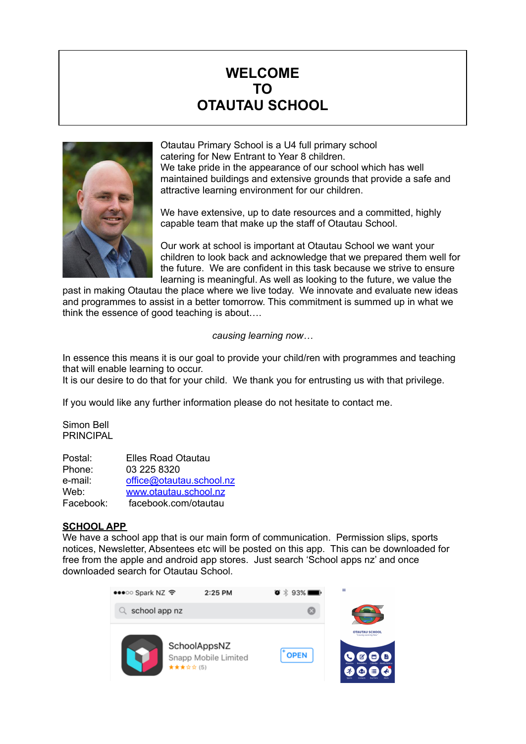# WELCOME
# TO
# OTAUTAU SCHOOL

Otautau Primary School is a U4 full primary school catering for New Entrant to Year 8 children.
We take pride in the appearance of our school which has well maintained buildings and extensive grounds that provide a safe and attractive learning environment for our children.

We have extensive, up to date resources and a committed, highly capable team that make up the staff of Otautau School.

Our work at school is important at Otautau School we want your children to look back and acknowledge that we prepared them well for the future. We are confident in this task because we strive to ensure learning is meaningful. As well as looking to the future, we value the past in making Otautau the place where we live today. We innovate and evaluate new ideas and programmes to assist in a better tomorrow. This commitment is summed up in what we think the essence of good teaching is about….

*causing learning now…*

In essence this means it is our goal to provide your child/ren with programmes and teaching that will enable learning to occur.
It is our desire to do that for your child. We thank you for entrusting us with that privilege.

If you would like any further information please do not hesitate to contact me.

Simon Bell
PRINCIPAL

Postal: Elles Road Otautau
Phone: 03 225 8320
e-mail: office@otautau.school.nz
Web: www.otautau.school.nz
Facebook: facebook.com/otautau

**SCHOOL APP**

We have a school app that is our main form of communication. Permission slips, sports notices, Newsletter, Absentees etc will be posted on this app. This can be downloaded for free from the apple and android app stores. Just search 'School apps nz' and once downloaded search for Otautau School.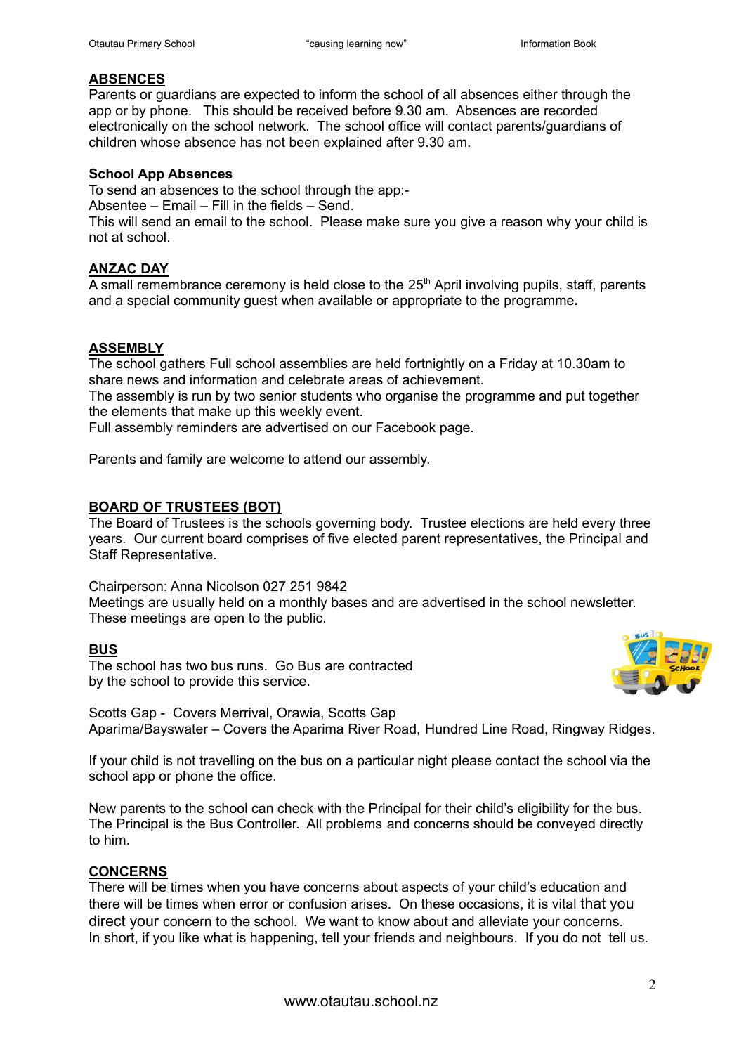## ABSENCES

Parents or guardians are expected to inform the school of all absences either through the app or by phone. This should be received before 9.30 am. Absences are recorded electronically on the school network. The school office will contact parents/guardians of children whose absence has not been explained after 9.30 am.

### School App Absences

To send an absences to the school through the app:-
Absentee – Email – Fill in the fields – Send.
This will send an email to the school. Please make sure you give a reason why your child is not at school.

## ANZAC DAY

A small remembrance ceremony is held close to the 25th April involving pupils, staff, parents and a special community guest when available or appropriate to the programme**.**

## ASSEMBLY

The school gathers Full school assemblies are held fortnightly on a Friday at 10.30am to share news and information and celebrate areas of achievement.
The assembly is run by two senior students who organise the programme and put together the elements that make up this weekly event.
Full assembly reminders are advertised on our Facebook page.

Parents and family are welcome to attend our assembly.

## BOARD OF TRUSTEES (BOT)

The Board of Trustees is the schools governing body. Trustee elections are held every three years. Our current board comprises of five elected parent representatives, the Principal and Staff Representative.

Chairperson: Anna Nicolson 027 251 9842
Meetings are usually held on a monthly bases and are advertised in the school newsletter. These meetings are open to the public.

## BUS

The school has two bus runs. Go Bus are contracted by the school to provide this service.

Scotts Gap - Covers Merrival, Orawia, Scotts Gap
Aparima/Bayswater – Covers the Aparima River Road, Hundred Line Road, Ringway Ridges.

If your child is not travelling on the bus on a particular night please contact the school via the school app or phone the office.

New parents to the school can check with the Principal for their child's eligibility for the bus. The Principal is the Bus Controller. All problems and concerns should be conveyed directly to him.

## CONCERNS

There will be times when you have concerns about aspects of your child's education and there will be times when error or confusion arises. On these occasions, it is vital that you direct your concern to the school. We want to know about and alleviate your concerns.
In short, if you like what is happening, tell your friends and neighbours. If you do not tell us.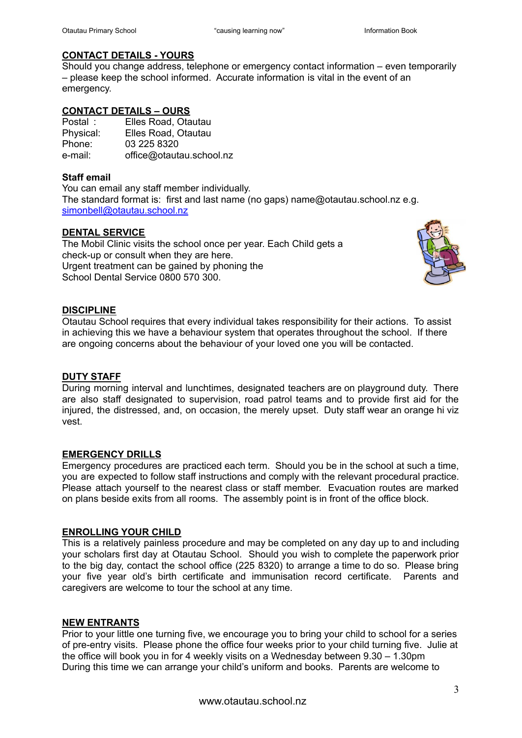## CONTACT DETAILS - YOURS

Should you change address, telephone or emergency contact information – even temporarily – please keep the school informed. Accurate information is vital in the event of an emergency.

## CONTACT DETAILS – OURS

| | |
|---|---|
| Postal : | Elles Road, Otautau |
| Physical: | Elles Road, Otautau |
| Phone: | 03 225 8320 |
| e-mail: | office@otautau.school.nz |

**Staff email**

You can email any staff member individually.
The standard format is: first and last name (no gaps) name@otautau.school.nz e.g. simonbell@otautau.school.nz

## DENTAL SERVICE

The Mobil Clinic visits the school once per year. Each Child gets a check-up or consult when they are here.
Urgent treatment can be gained by phoning the School Dental Service 0800 570 300.

## DISCIPLINE

Otautau School requires that every individual takes responsibility for their actions. To assist in achieving this we have a behaviour system that operates throughout the school. If there are ongoing concerns about the behaviour of your loved one you will be contacted.

## DUTY STAFF

During morning interval and lunchtimes, designated teachers are on playground duty. There are also staff designated to supervision, road patrol teams and to provide first aid for the injured, the distressed, and, on occasion, the merely upset. Duty staff wear an orange hi viz vest.

## EMERGENCY DRILLS

Emergency procedures are practiced each term. Should you be in the school at such a time, you are expected to follow staff instructions and comply with the relevant procedural practice. Please attach yourself to the nearest class or staff member. Evacuation routes are marked on plans beside exits from all rooms. The assembly point is in front of the office block.

## ENROLLING YOUR CHILD

This is a relatively painless procedure and may be completed on any day up to and including your scholars first day at Otautau School. Should you wish to complete the paperwork prior to the big day, contact the school office (225 8320) to arrange a time to do so. Please bring your five year old's birth certificate and immunisation record certificate. Parents and caregivers are welcome to tour the school at any time.

## NEW ENTRANTS

Prior to your little one turning five, we encourage you to bring your child to school for a series of pre-entry visits. Please phone the office four weeks prior to your child turning five. Julie at the office will book you in for 4 weekly visits on a Wednesday between 9.30 – 1.30pm
During this time we can arrange your child's uniform and books. Parents are welcome to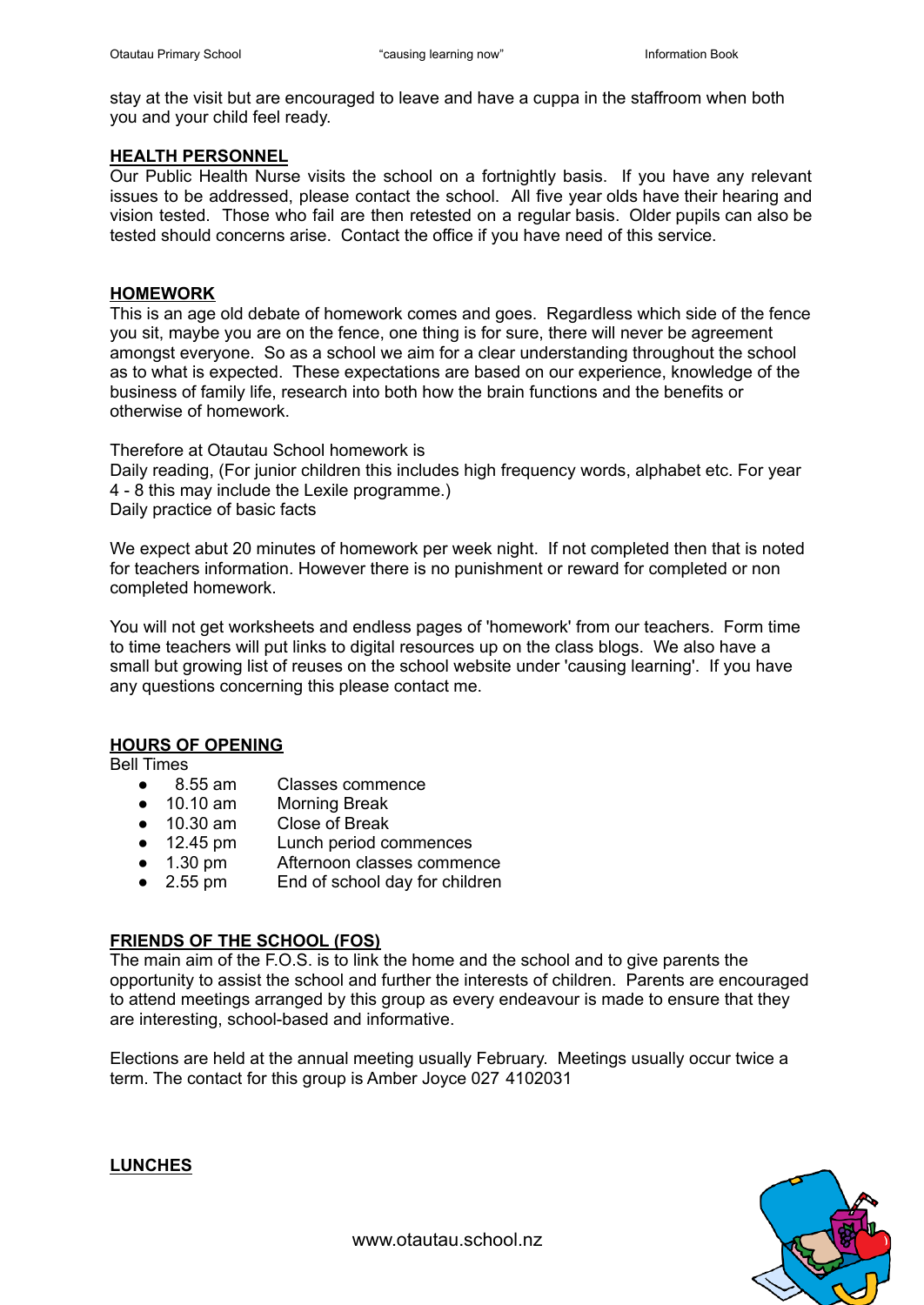stay at the visit but are encouraged to leave and have a cuppa in the staffroom when both you and your child feel ready.

## HEALTH PERSONNEL

Our Public Health Nurse visits the school on a fortnightly basis. If you have any relevant issues to be addressed, please contact the school. All five year olds have their hearing and vision tested. Those who fail are then retested on a regular basis. Older pupils can also be tested should concerns arise. Contact the office if you have need of this service.

## HOMEWORK

This is an age old debate of homework comes and goes. Regardless which side of the fence you sit, maybe you are on the fence, one thing is for sure, there will never be agreement amongst everyone. So as a school we aim for a clear understanding throughout the school as to what is expected. These expectations are based on our experience, knowledge of the business of family life, research into both how the brain functions and the benefits or otherwise of homework.

Therefore at Otautau School homework is
Daily reading, (For junior children this includes high frequency words, alphabet etc. For year 4 - 8 this may include the Lexile programme.)
Daily practice of basic facts

We expect abut 20 minutes of homework per week night. If not completed then that is noted for teachers information. However there is no punishment or reward for completed or non completed homework.

You will not get worksheets and endless pages of 'homework' from our teachers. Form time to time teachers will put links to digital resources up on the class blogs. We also have a small but growing list of reuses on the school website under 'causing learning'. If you have any questions concerning this please contact me.

## HOURS OF OPENING

Bell Times

- 8.55 am Classes commence
- 10.10 am Morning Break
- 10.30 am Close of Break
- 12.45 pm Lunch period commences
- 1.30 pm Afternoon classes commence
- 2.55 pm End of school day for children

## FRIENDS OF THE SCHOOL (FOS)

The main aim of the F.O.S. is to link the home and the school and to give parents the opportunity to assist the school and further the interests of children. Parents are encouraged to attend meetings arranged by this group as every endeavour is made to ensure that they are interesting, school-based and informative.

Elections are held at the annual meeting usually February. Meetings usually occur twice a term. The contact for this group is Amber Joyce 027 4102031

## LUNCHES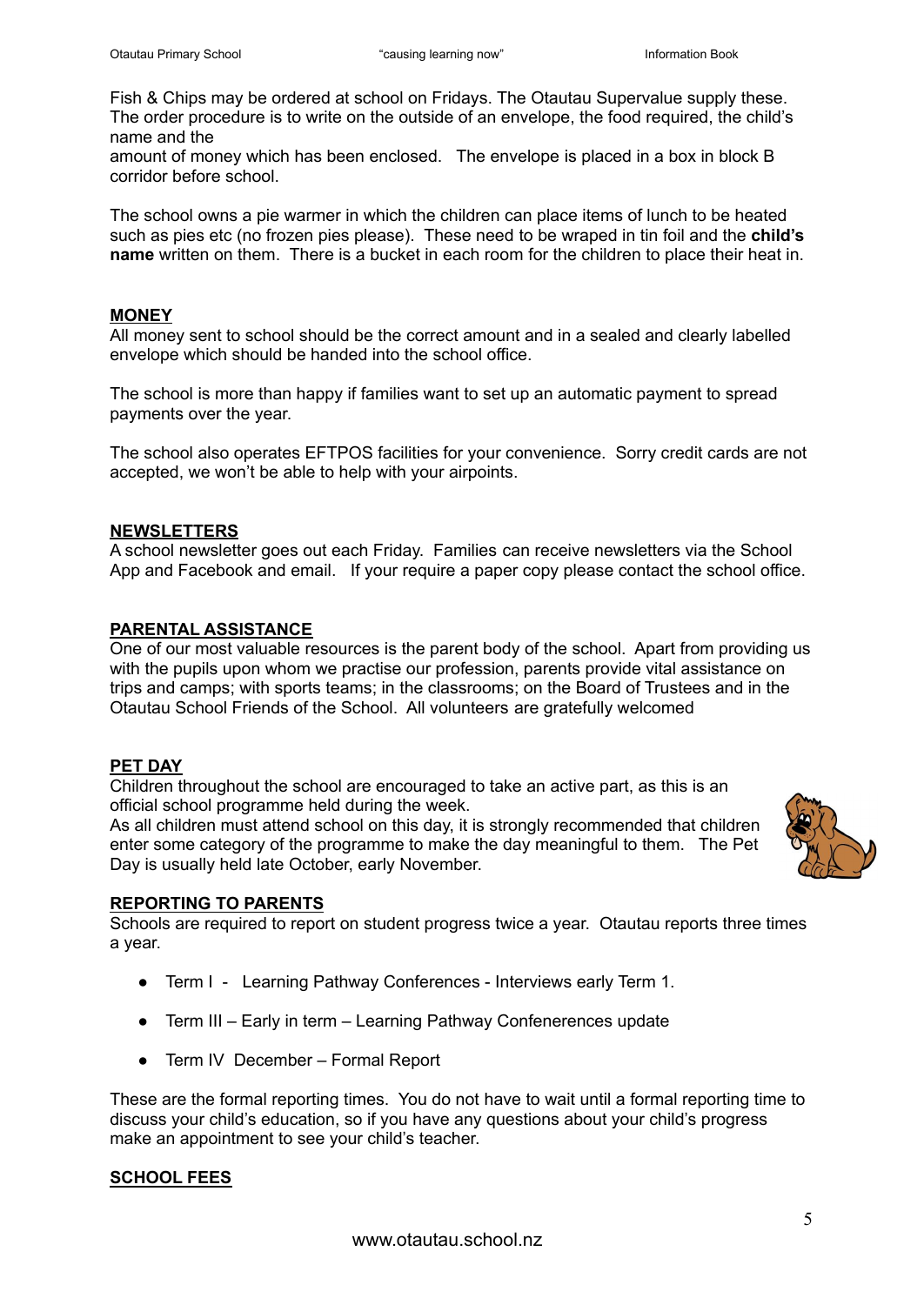Fish & Chips may be ordered at school on Fridays. The Otautau Supervalue supply these. The order procedure is to write on the outside of an envelope, the food required, the child's name and the
amount of money which has been enclosed. The envelope is placed in a box in block B corridor before school.

The school owns a pie warmer in which the children can place items of lunch to be heated such as pies etc (no frozen pies please). These need to be wraped in tin foil and the **child's name** written on them. There is a bucket in each room for the children to place their heat in.

## MONEY

All money sent to school should be the correct amount and in a sealed and clearly labelled envelope which should be handed into the school office.

The school is more than happy if families want to set up an automatic payment to spread payments over the year.

The school also operates EFTPOS facilities for your convenience. Sorry credit cards are not accepted, we won't be able to help with your airpoints.

## NEWSLETTERS

A school newsletter goes out each Friday. Families can receive newsletters via the School App and Facebook and email. If your require a paper copy please contact the school office.

## PARENTAL ASSISTANCE

One of our most valuable resources is the parent body of the school. Apart from providing us with the pupils upon whom we practise our profession, parents provide vital assistance on trips and camps; with sports teams; in the classrooms; on the Board of Trustees and in the Otautau School Friends of the School. All volunteers are gratefully welcomed

## PET DAY

Children throughout the school are encouraged to take an active part, as this is an official school programme held during the week.
As all children must attend school on this day, it is strongly recommended that children enter some category of the programme to make the day meaningful to them. The Pet Day is usually held late October, early November.

## REPORTING TO PARENTS

Schools are required to report on student progress twice a year. Otautau reports three times a year.

- Term I - Learning Pathway Conferences - Interviews early Term 1.
- Term III – Early in term – Learning Pathway Confenerences update
- Term IV December – Formal Report

These are the formal reporting times. You do not have to wait until a formal reporting time to discuss your child's education, so if you have any questions about your child's progress make an appointment to see your child's teacher.

## SCHOOL FEES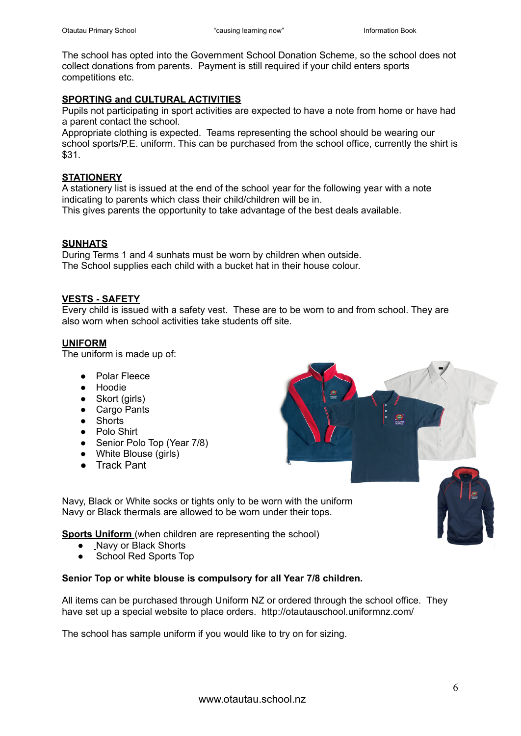The school has opted into the Government School Donation Scheme, so the school does not collect donations from parents. Payment is still required if your child enters sports competitions etc.

## SPORTING and CULTURAL ACTIVITIES

Pupils not participating in sport activities are expected to have a note from home or have had a parent contact the school.

Appropriate clothing is expected. Teams representing the school should be wearing our school sports/P.E. uniform. This can be purchased from the school office, currently the shirt is $31.

## STATIONERY

A stationery list is issued at the end of the school year for the following year with a note indicating to parents which class their child/children will be in.

This gives parents the opportunity to take advantage of the best deals available.

## SUNHATS

During Terms 1 and 4 sunhats must be worn by children when outside.

The School supplies each child with a bucket hat in their house colour.

## VESTS - SAFETY

Every child is issued with a safety vest. These are to be worn to and from school. They are also worn when school activities take students off site.

## UNIFORM

The uniform is made up of:

- Polar Fleece
- Hoodie
- Skort (girls)
- Cargo Pants
- Shorts
- Polo Shirt
- Senior Polo Top (Year 7/8)
- White Blouse (girls)
- Track Pant

Navy, Black or White socks or tights only to be worn with the uniform
Navy or Black thermals are allowed to be worn under their tops.

**Sports Uniform** (when children are representing the school)

- Navy or Black Shorts
- School Red Sports Top

**Senior Top or white blouse is compulsory for all Year 7/8 children.**

All items can be purchased through Uniform NZ or ordered through the school office. They have set up a special website to place orders. http://otautauschool.uniformnz.com/

The school has sample uniform if you would like to try on for sizing.